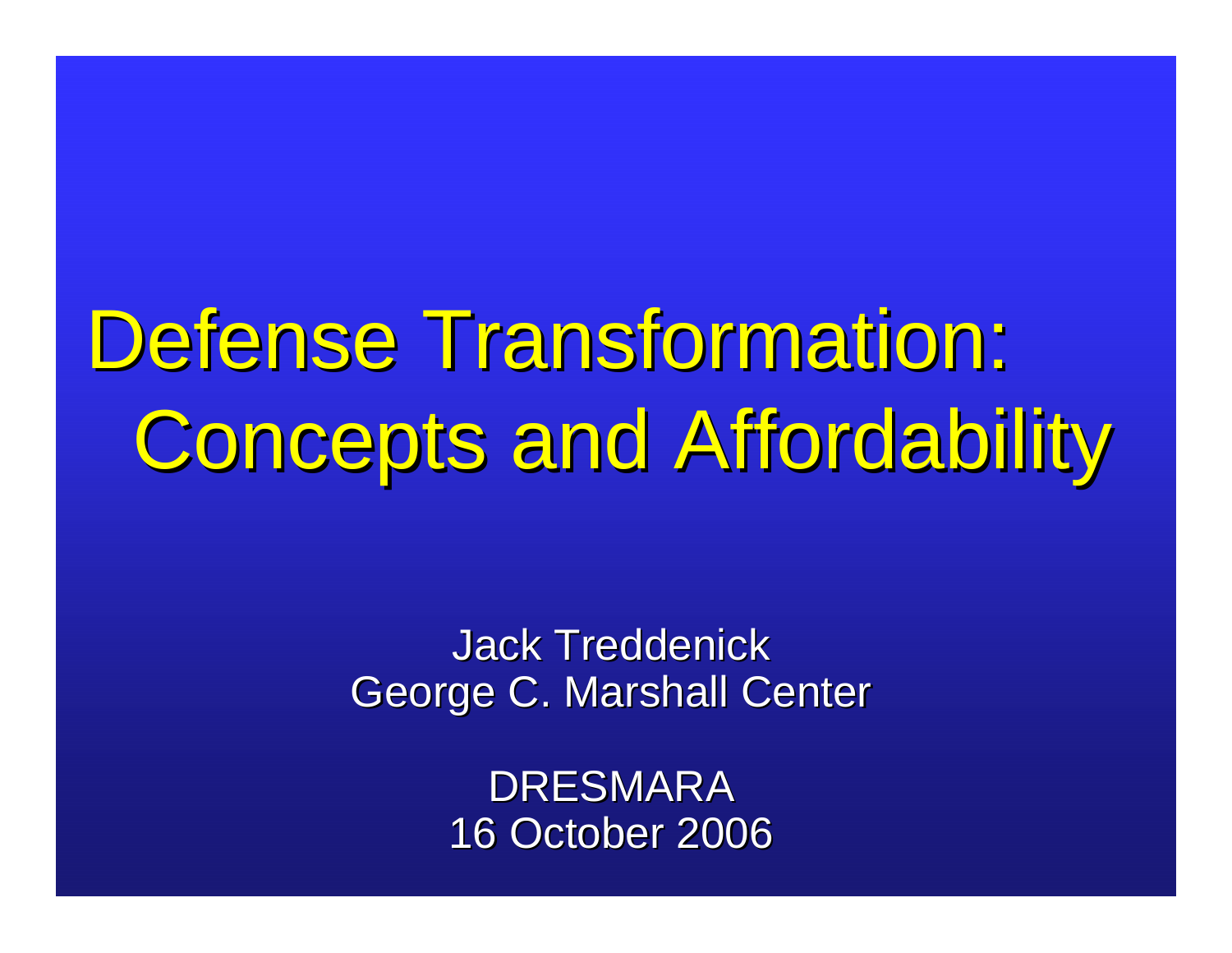# Defense Transformation: Concepts and Affordability

Jack Treddenick
George C. Marshall Center

DRESMARA
16 October 2006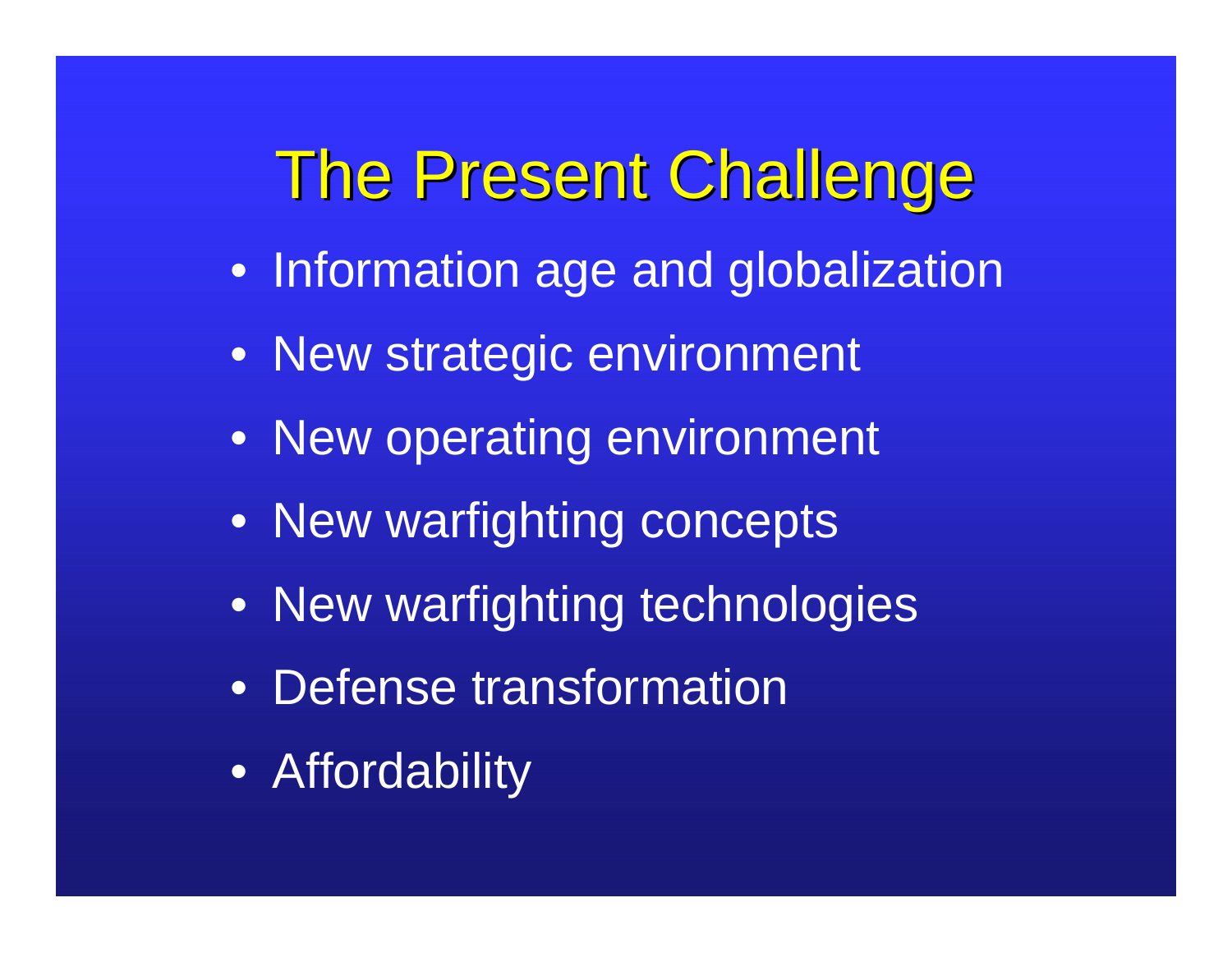# The Present Challenge

- Information age and globalization
- New strategic environment
- New operating environment
- New warfighting concepts
- New warfighting technologies
- Defense transformation
- Affordability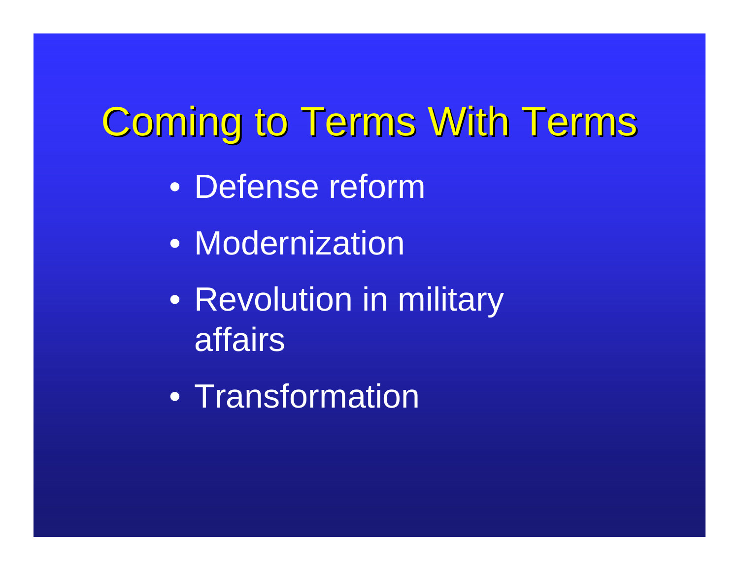# Coming to Terms With Terms

- Defense reform
- Modernization
- Revolution in military affairs
- Transformation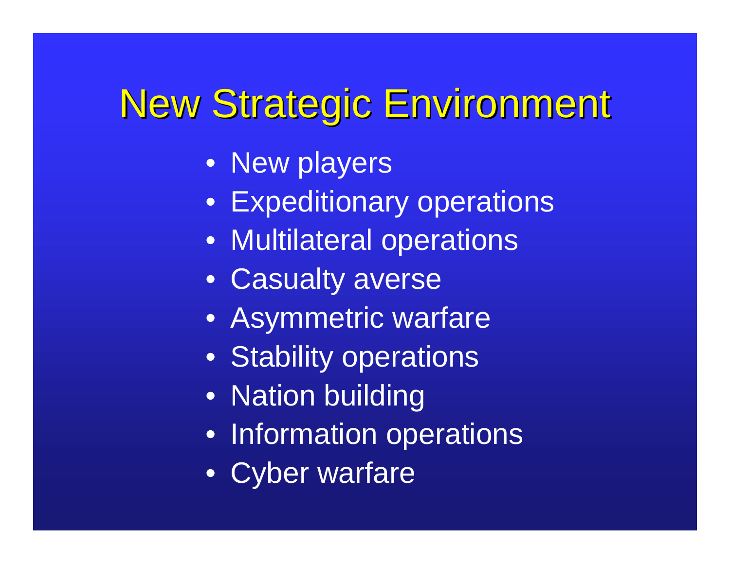# New Strategic Environment

- New players
- Expeditionary operations
- Multilateral operations
- Casualty averse
- Asymmetric warfare
- Stability operations
- Nation building
- Information operations
- Cyber warfare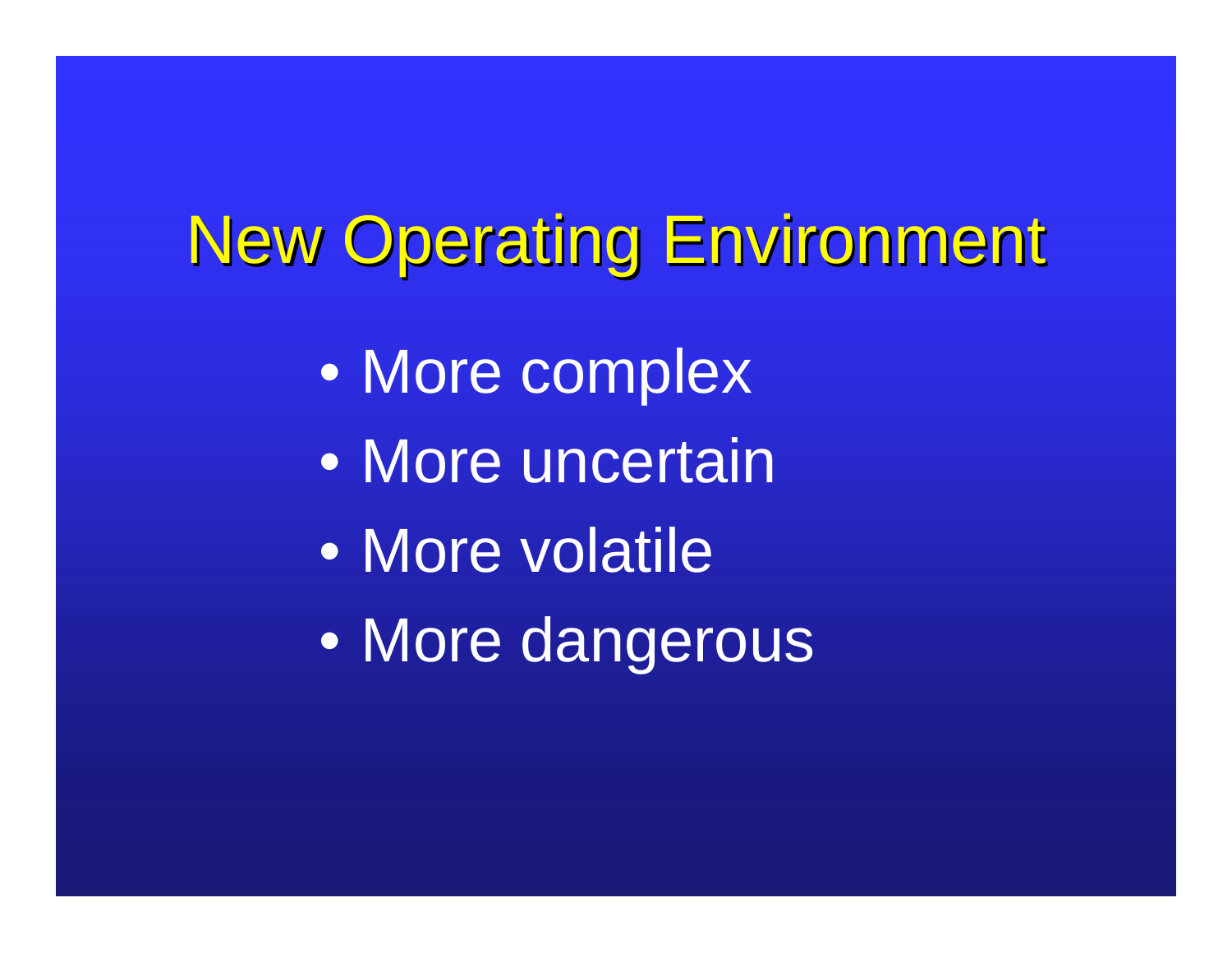# New Operating Environment

- More complex
- More uncertain
- More volatile
- More dangerous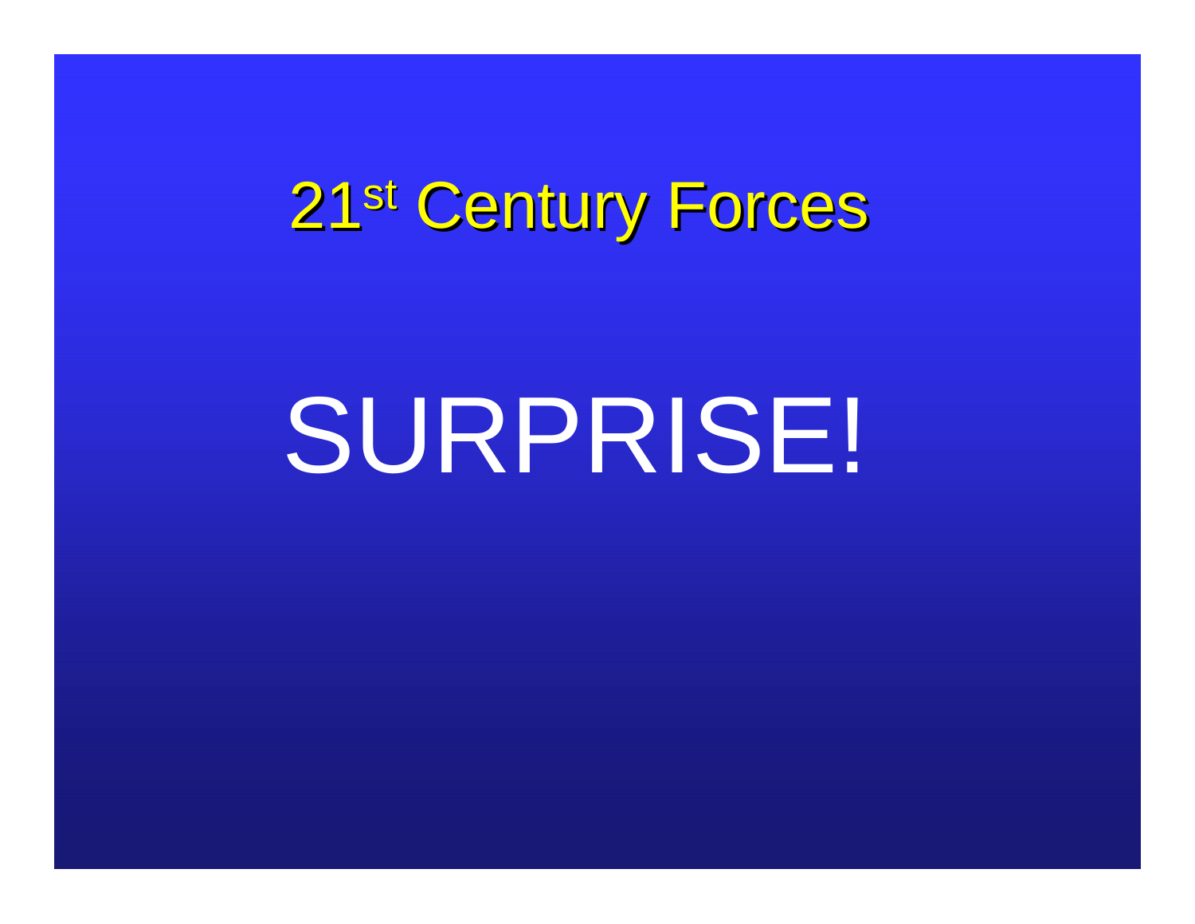# 21st Century Forces

SURPRISE!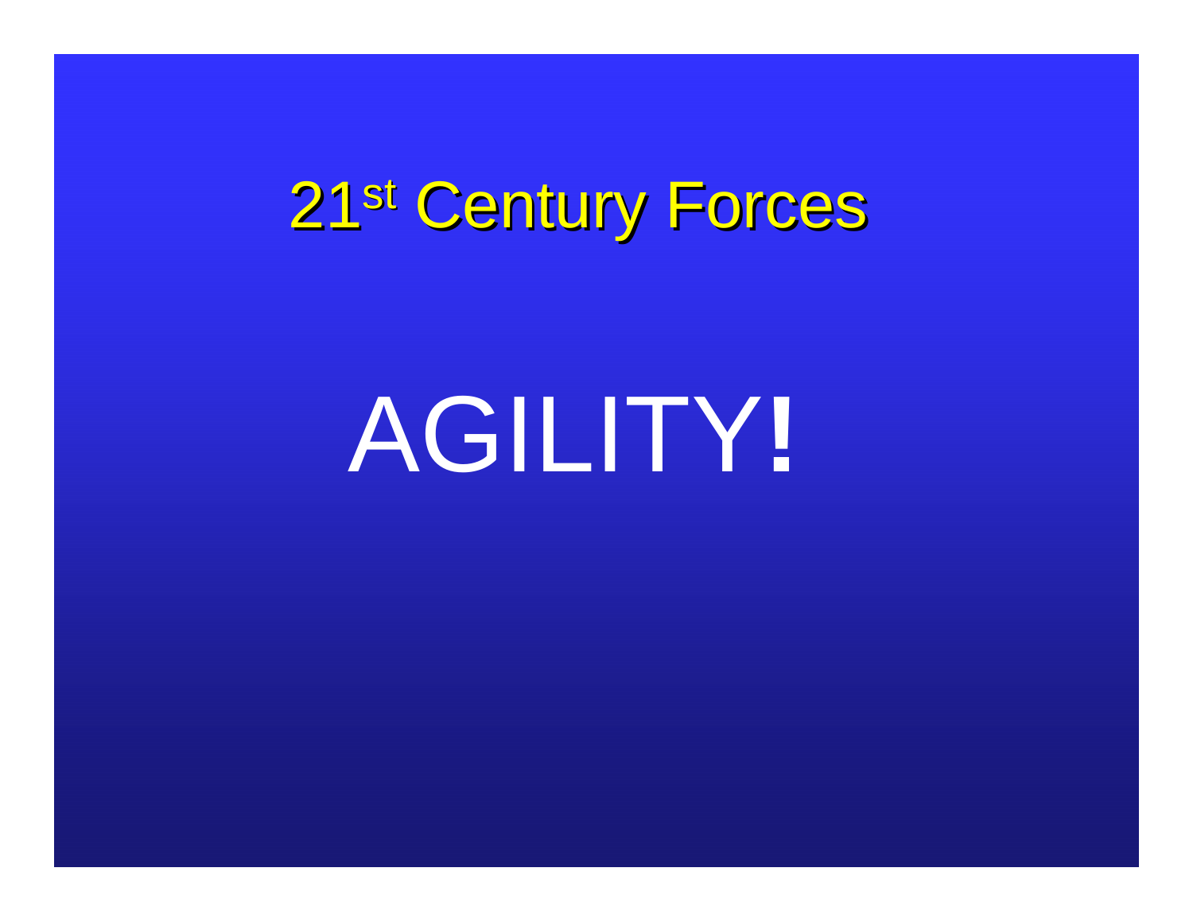# 21st Century Forces

AGILITY!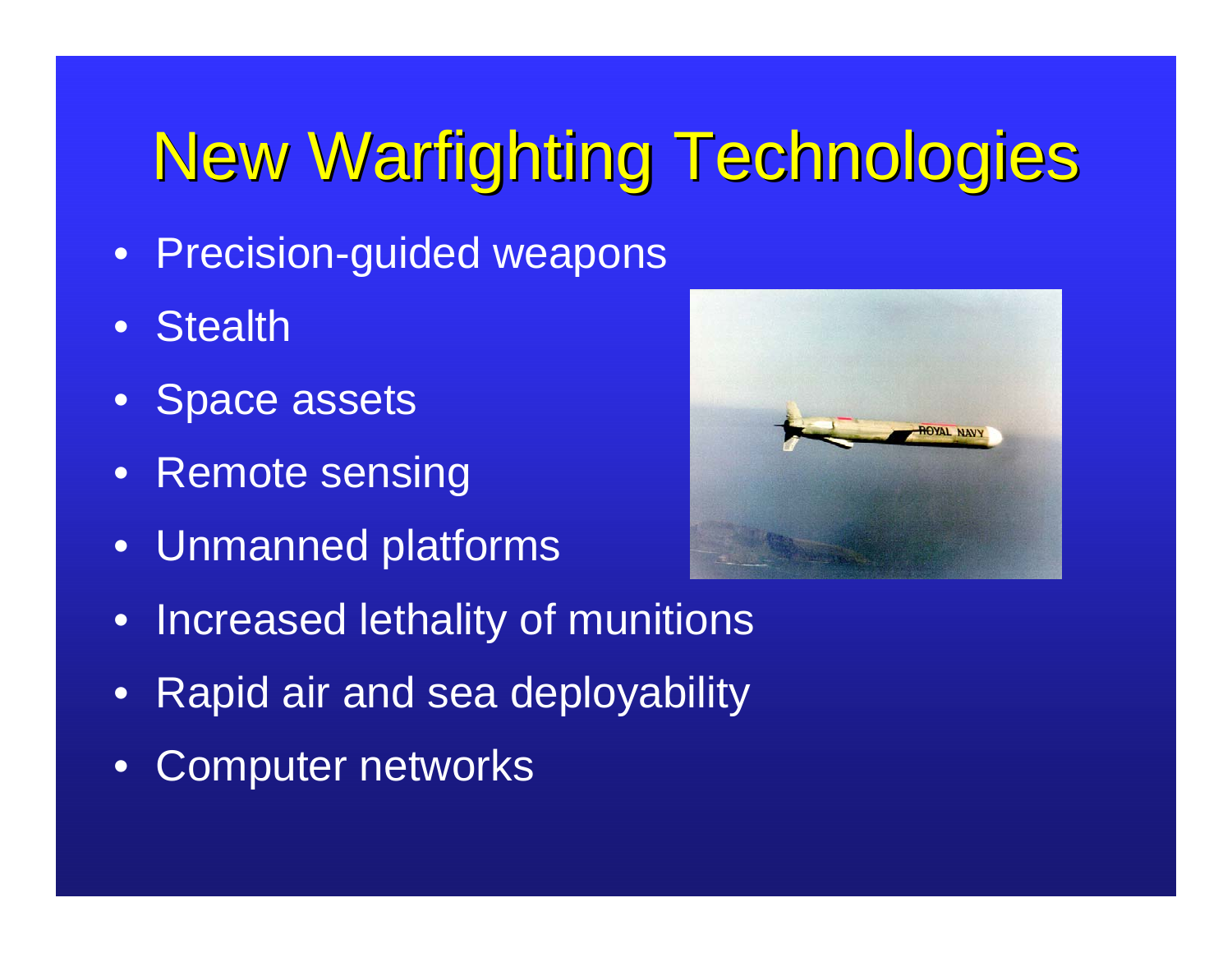# New Warfighting Technologies

- Precision-guided weapons
- Stealth
- Space assets
- Remote sensing
- Unmanned platforms
- Increased lethality of munitions
- Rapid air and sea deployability
- Computer networks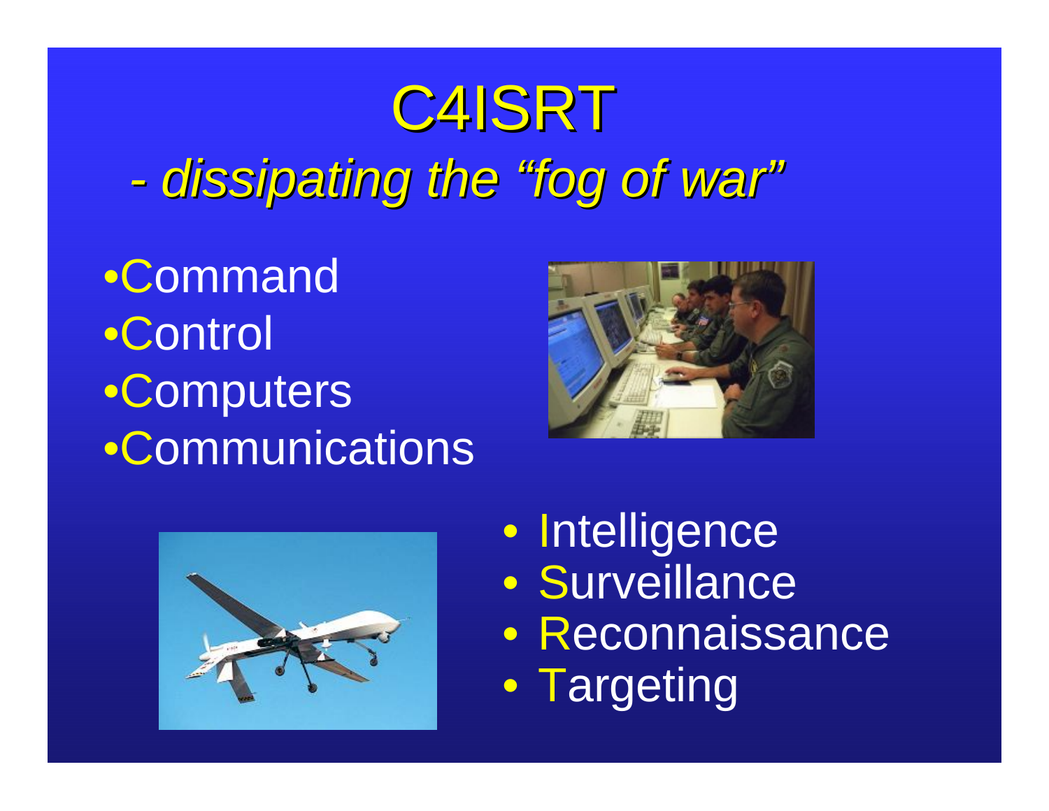# C4ISRT

## *- dissipating the "fog of war"*

- Command
- Control
- Computers
- Communications

- Intelligence
- Surveillance
- Reconnaissance
- Targeting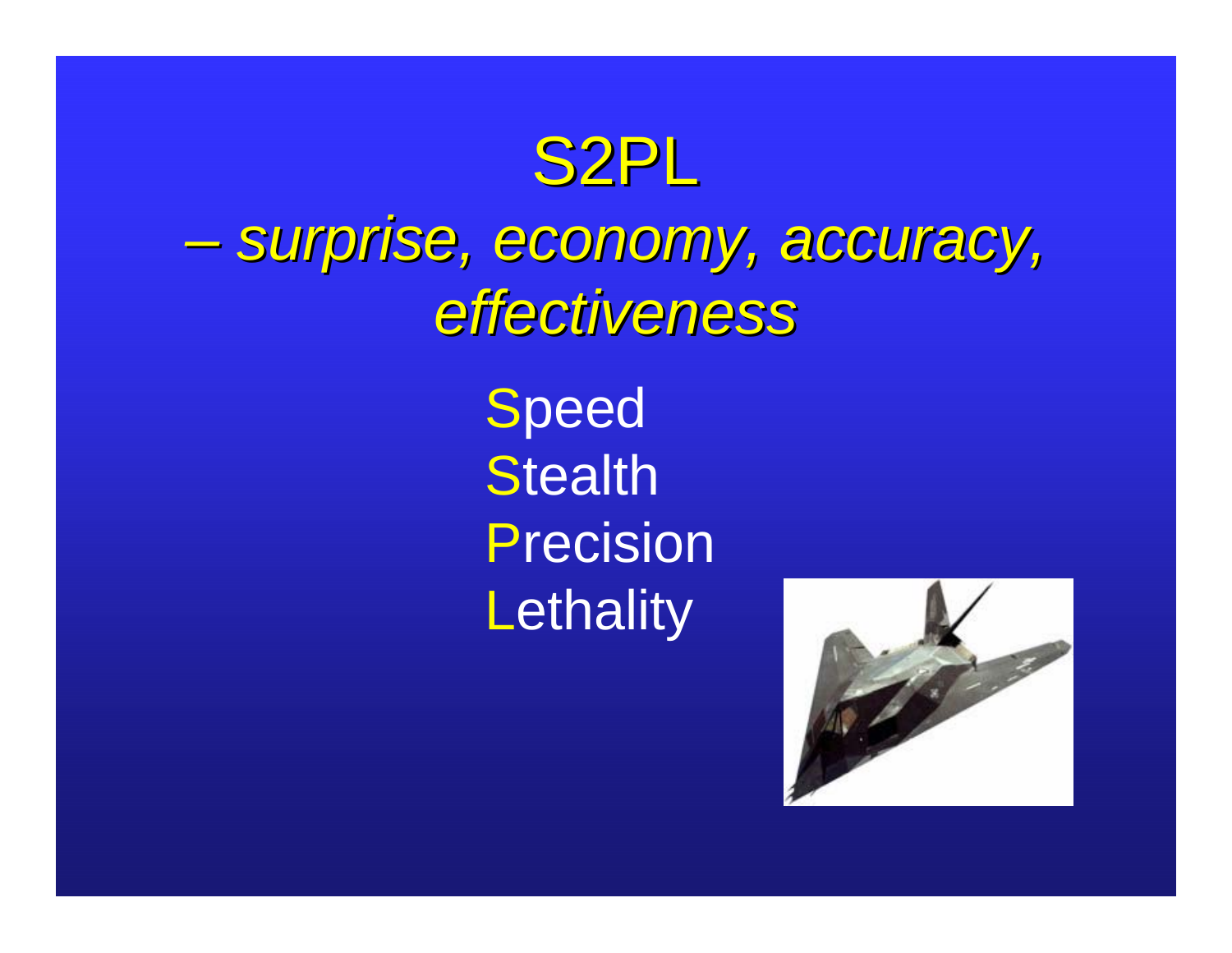# S2PL

## – *surprise, economy, accuracy, effectiveness*

Speed
Stealth
Precision
Lethality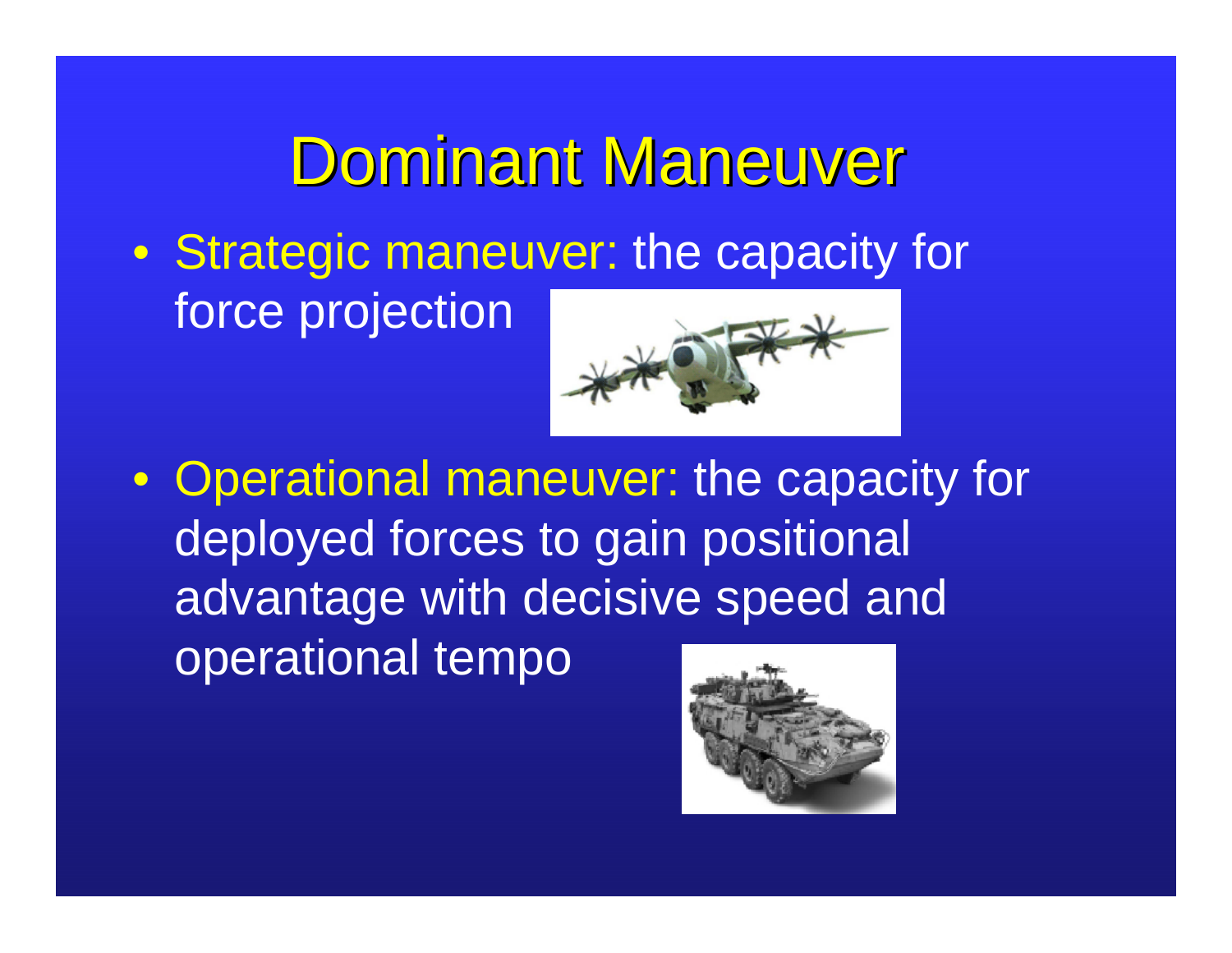# Dominant Maneuver

- Strategic maneuver: the capacity for force projection
- Operational maneuver: the capacity for deployed forces to gain positional advantage with decisive speed and operational tempo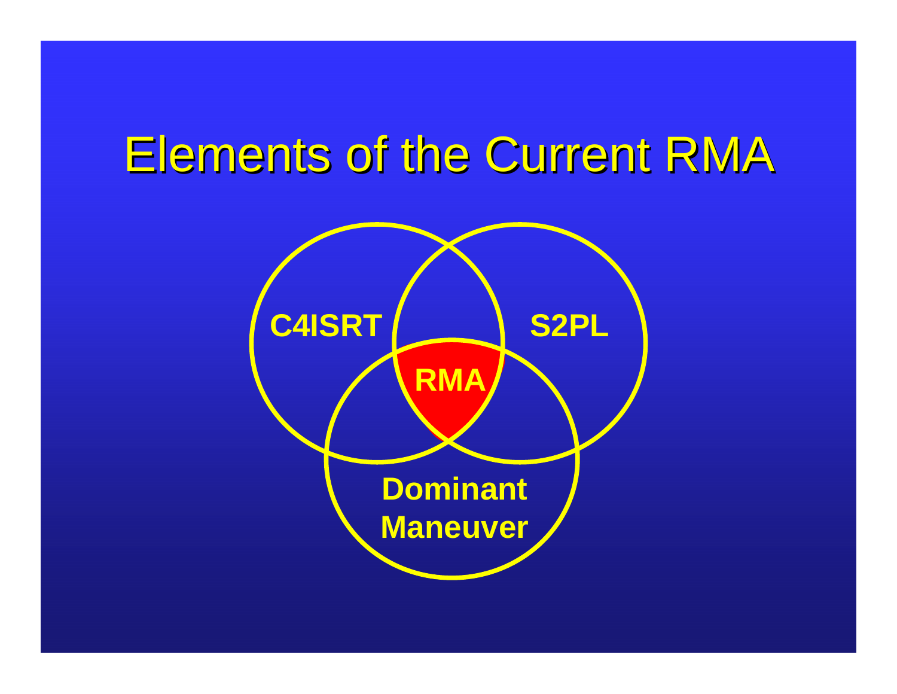# Elements of the Current RMA

C4ISRT

S2PL

RMA

Dominant Maneuver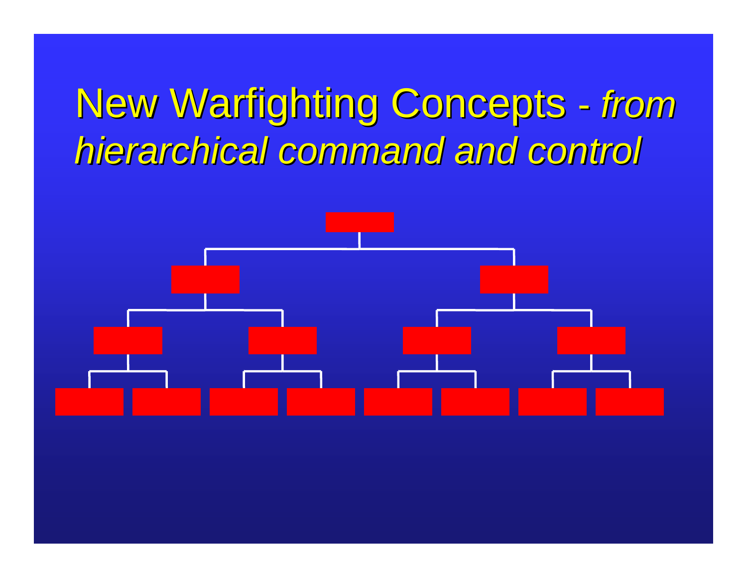# New Warfighting Concepts - *from hierarchical command and control*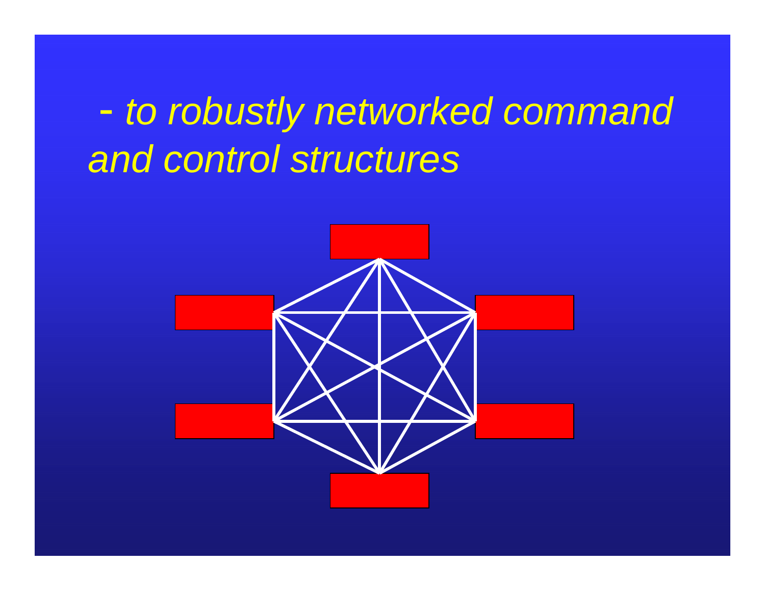*- to robustly networked command and control structures*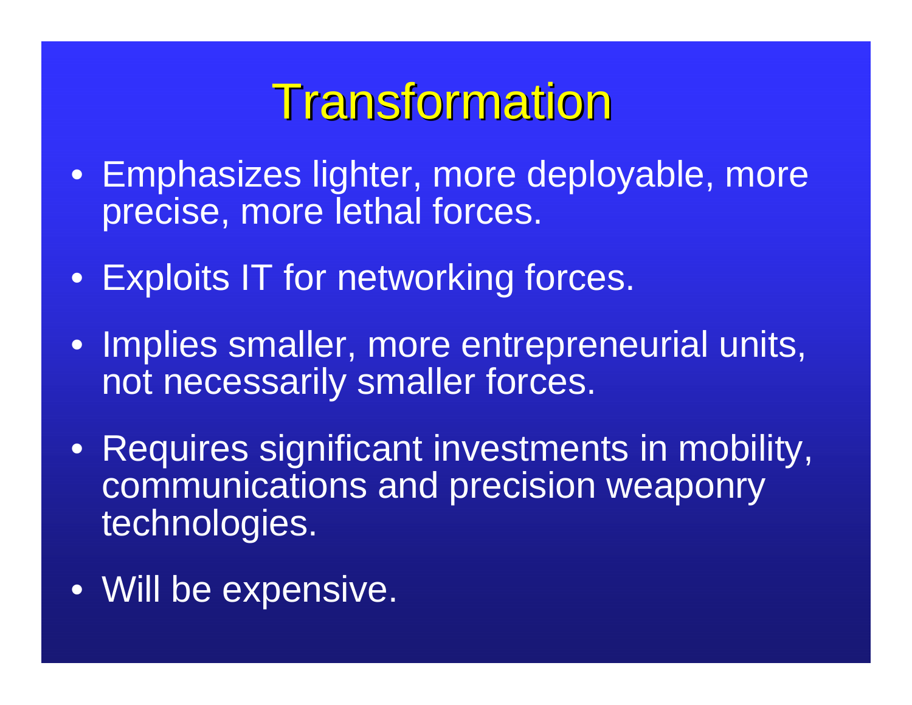# Transformation

- Emphasizes lighter, more deployable, more precise, more lethal forces.
- Exploits IT for networking forces.
- Implies smaller, more entrepreneurial units, not necessarily smaller forces.
- Requires significant investments in mobility, communications and precision weaponry technologies.
- Will be expensive.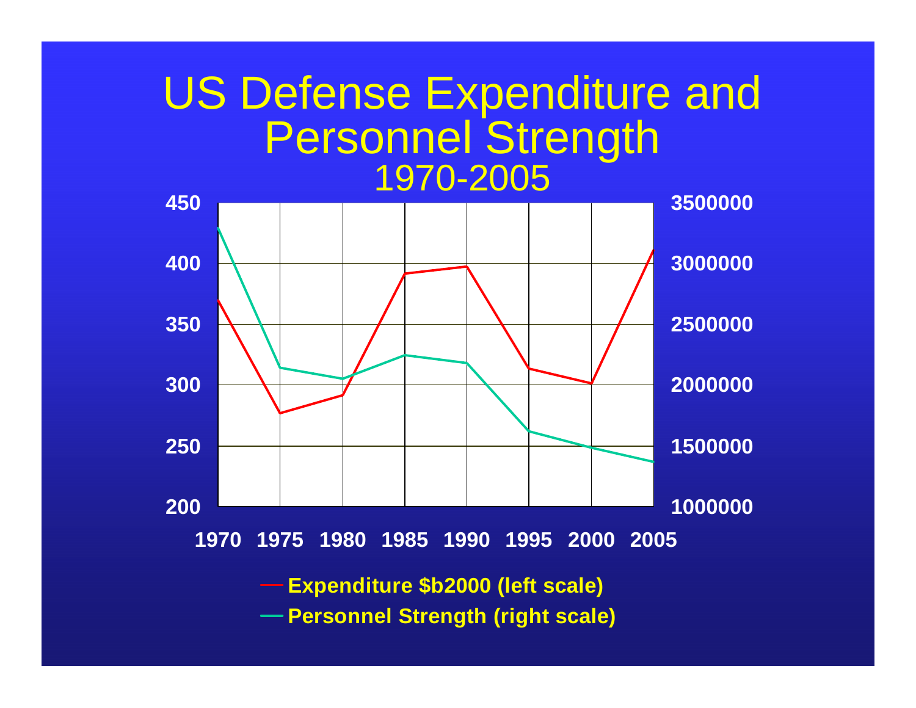# US Defense Expenditure and Personnel Strength

## 1970-2005

Left scale: 200, 250, 300, 350, 400, 450

Right scale: 1000000, 1500000, 2000000, 2500000, 3000000, 3500000

Years: 1970, 1975, 1980, 1985, 1990, 1995, 2000, 2005

**Expenditure $b2000 (left scale)**

**Personnel Strength (right scale)**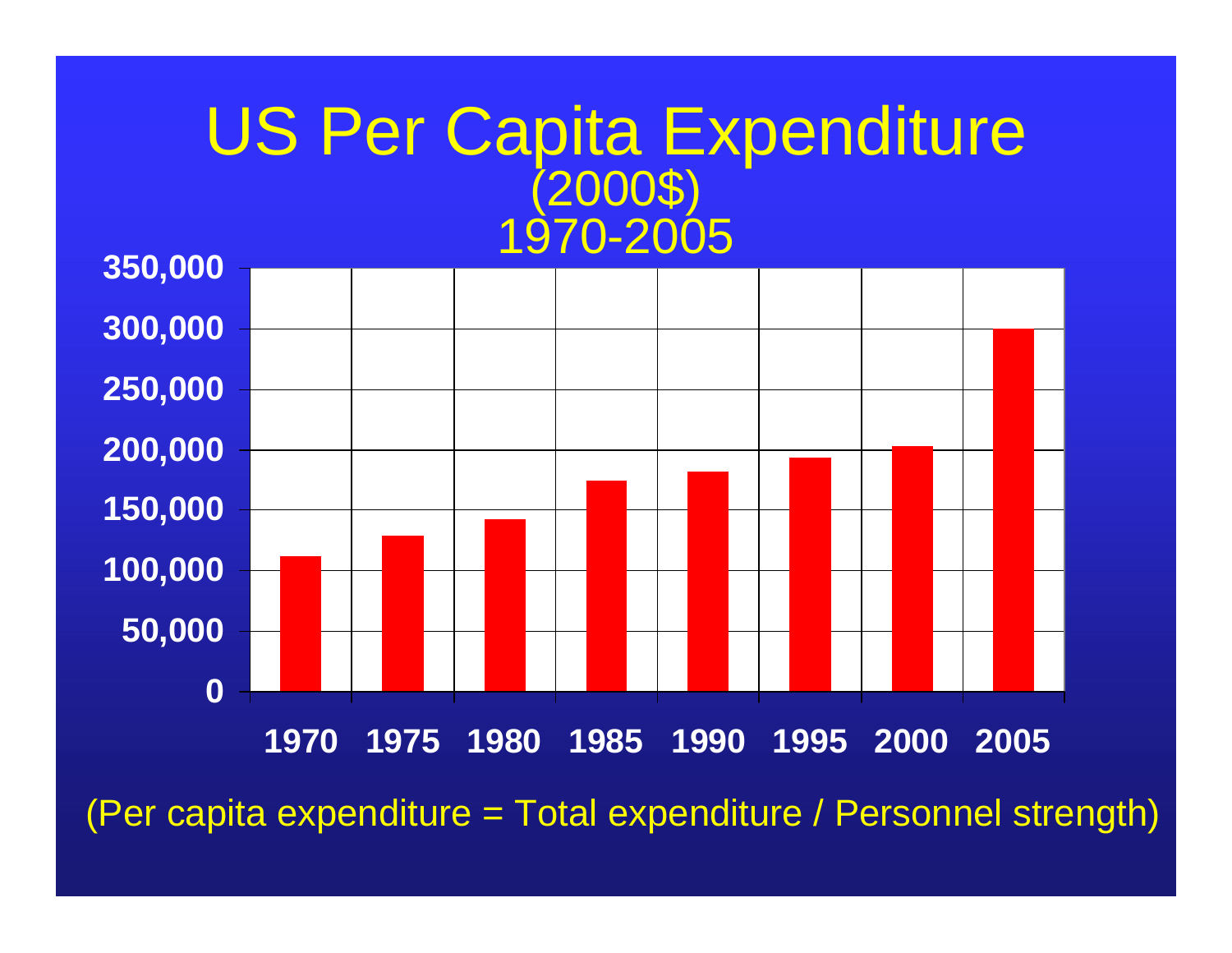# US Per Capita Expenditure
## (2000$)
## 1970-2005

| Year | Per capita expenditure (approx.) |
|---|---|
| 1970 | ~112,000 |
| 1975 | ~129,000 |
| 1980 | ~142,000 |
| 1985 | ~174,000 |
| 1990 | ~182,000 |
| 1995 | ~193,000 |
| 2000 | ~203,000 |
| 2005 | ~300,000 |

(Per capita expenditure = Total expenditure / Personnel strength)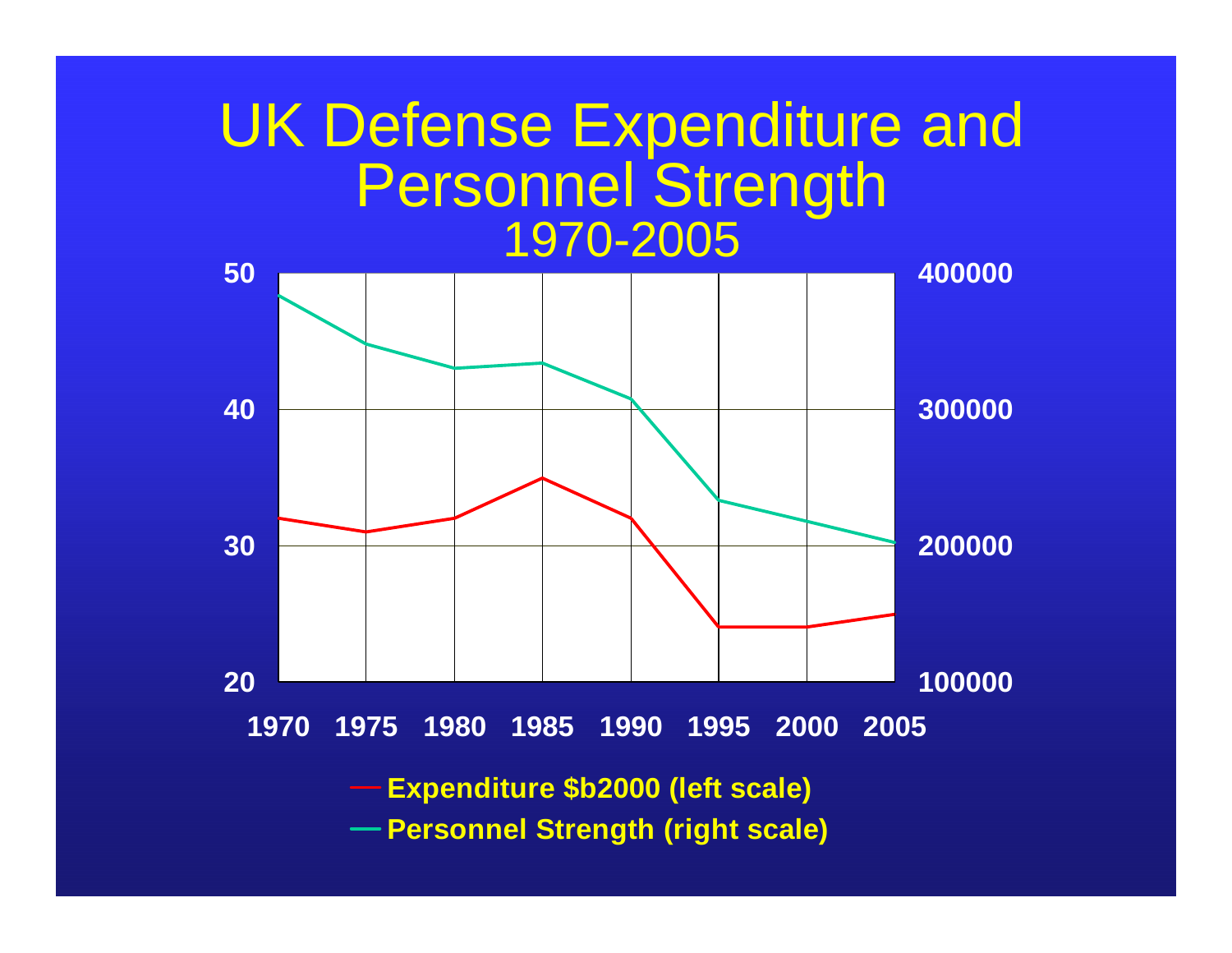# UK Defense Expenditure and Personnel Strength

## 1970-2005

| Year | 1970 | 1975 | 1980 | 1985 | 1990 | 1995 | 2000 | 2005 |
|---|---|---|---|---|---|---|---|---|

Left scale: 20, 30, 40, 50

Right scale: 100000, 200000, 300000, 400000

- Expenditure $b2000 (left scale)
- Personnel Strength (right scale)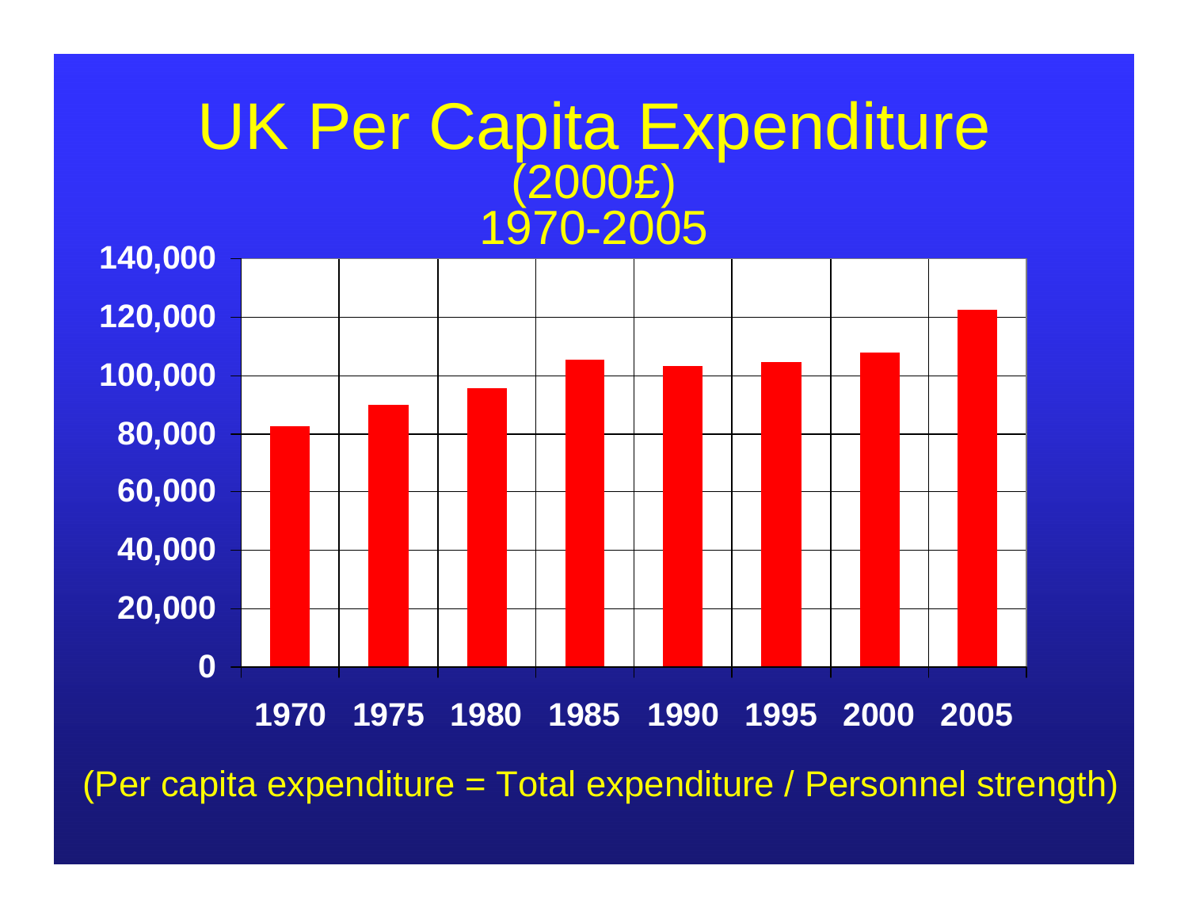# UK Per Capita Expenditure

(2000£)

1970-2005

| Year | Per capita expenditure (approx.) |
|---|---|
| 1970 | 82,000 |
| 1975 | 90,000 |
| 1980 | 96,000 |
| 1985 | 105,000 |
| 1990 | 103,000 |
| 1995 | 105,000 |
| 2000 | 108,000 |
| 2005 | 122,000 |

(Per capita expenditure = Total expenditure / Personnel strength)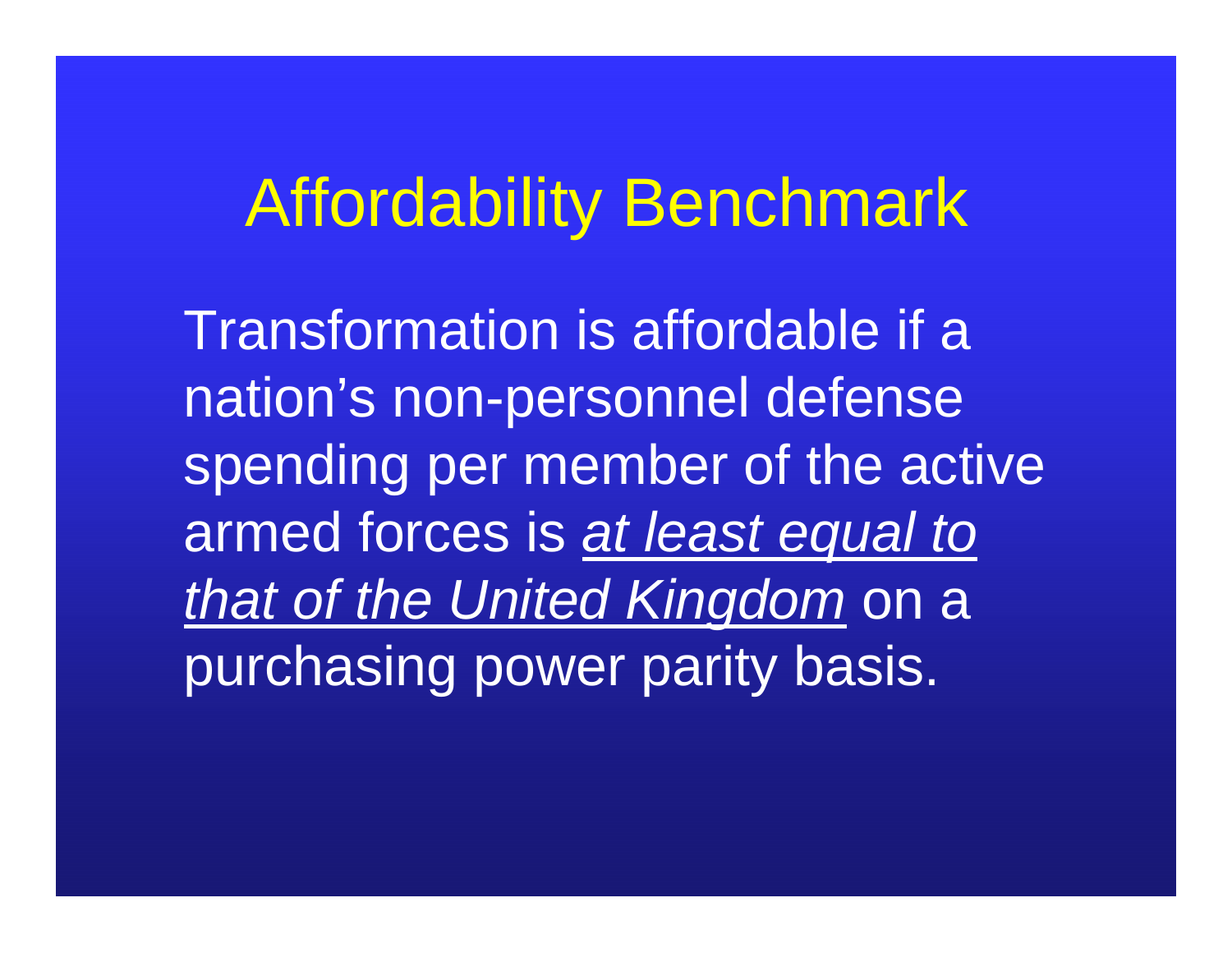# Affordability Benchmark

Transformation is affordable if a nation's non-personnel defense spending per member of the active armed forces is <u>*at least equal to that of the United Kingdom*</u> on a purchasing power parity basis.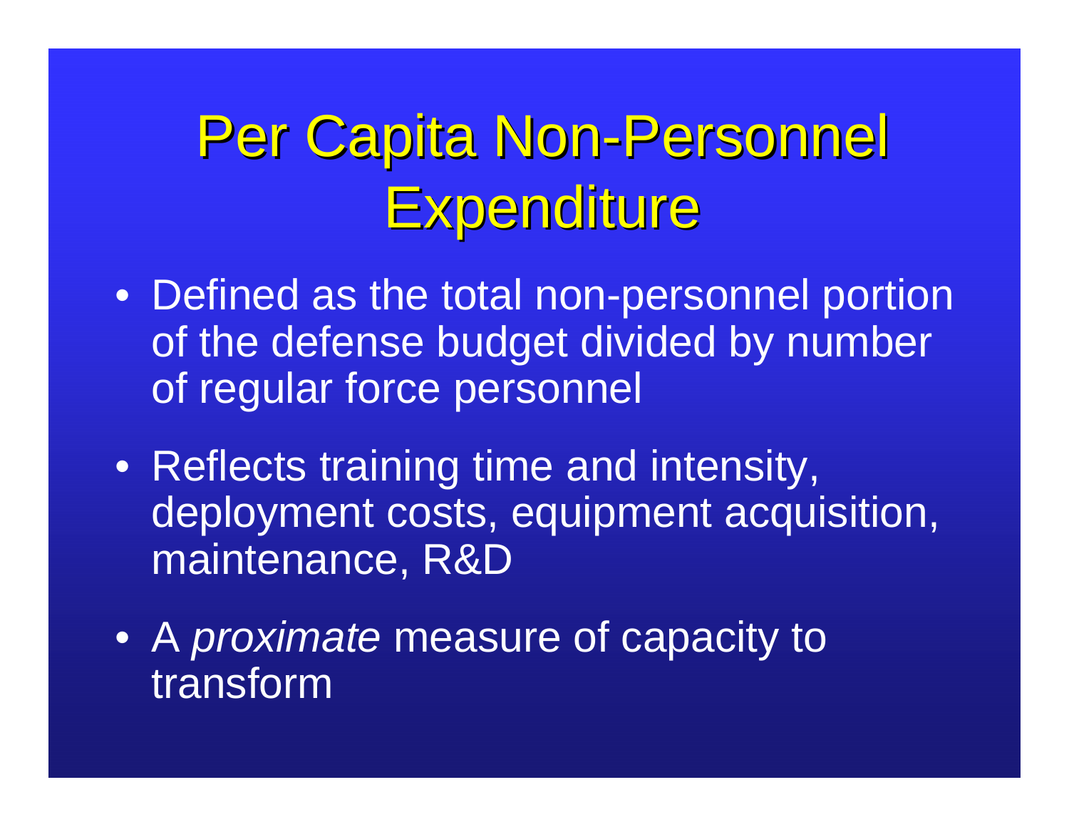# Per Capita Non-Personnel Expenditure

- Defined as the total non-personnel portion of the defense budget divided by number of regular force personnel
- Reflects training time and intensity, deployment costs, equipment acquisition, maintenance, R&D
- A *proximate* measure of capacity to transform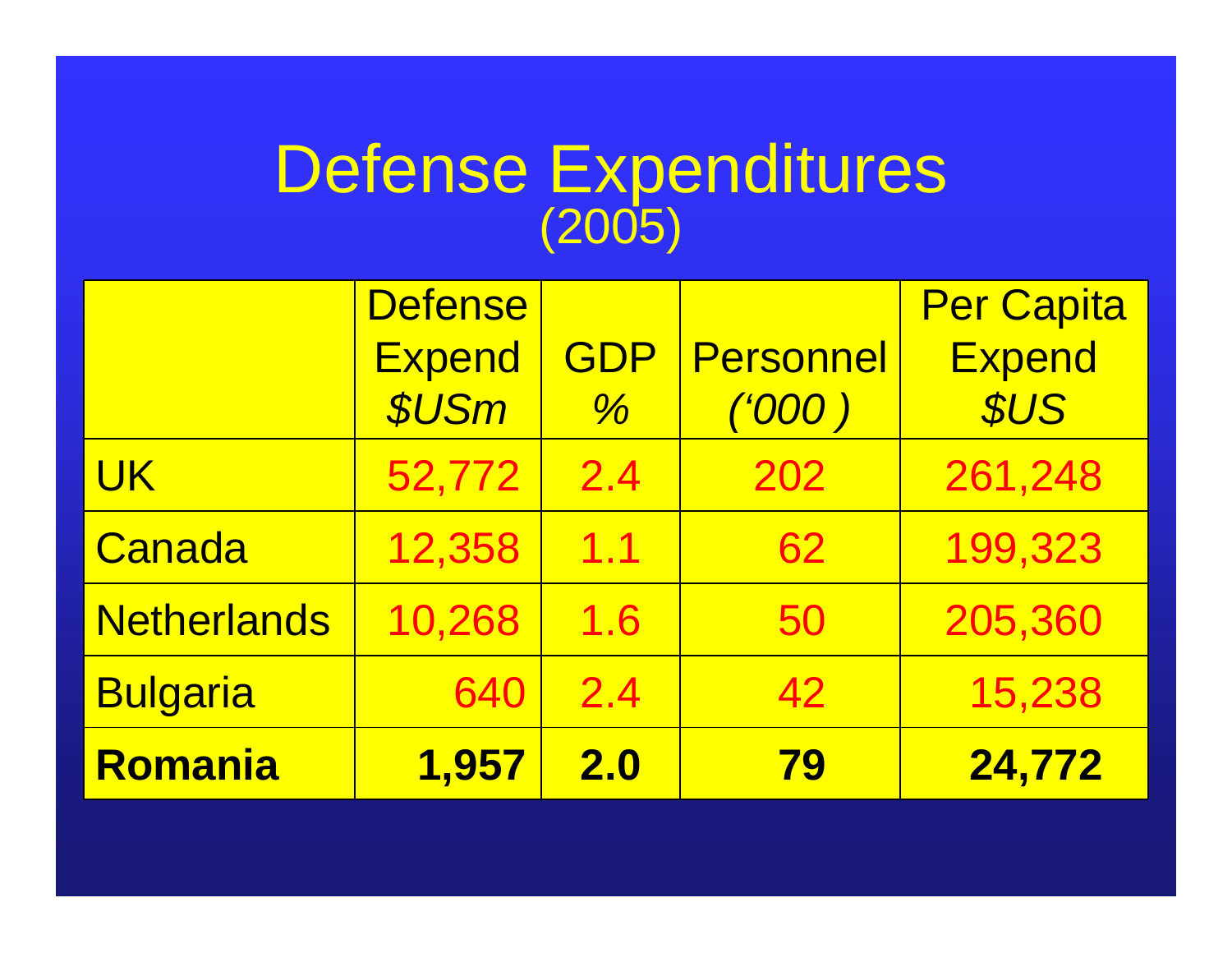# Defense Expenditures
(2005)

| | Defense Expend *$USm* | GDP *%* | Personnel *('000 )* | Per Capita Expend *$US* |
|---|---|---|---|---|
| UK | 52,772 | 2.4 | 202 | 261,248 |
| Canada | 12,358 | 1.1 | 62 | 199,323 |
| Netherlands | 10,268 | 1.6 | 50 | 205,360 |
| Bulgaria | 640 | 2.4 | 42 | 15,238 |
| **Romania** | **1,957** | **2.0** | **79** | **24,772** |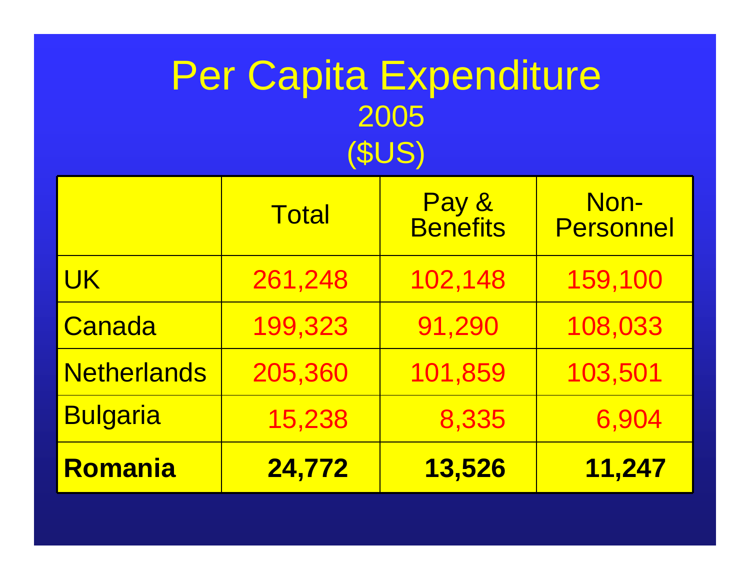# Per Capita Expenditure

2005

($US)

| | Total | Pay & Benefits | Non-Personnel |
|---|---|---|---|
| UK | 261,248 | 102,148 | 159,100 |
| Canada | 199,323 | 91,290 | 108,033 |
| Netherlands | 205,360 | 101,859 | 103,501 |
| Bulgaria | 15,238 | 8,335 | 6,904 |
| **Romania** | **24,772** | **13,526** | **11,247** |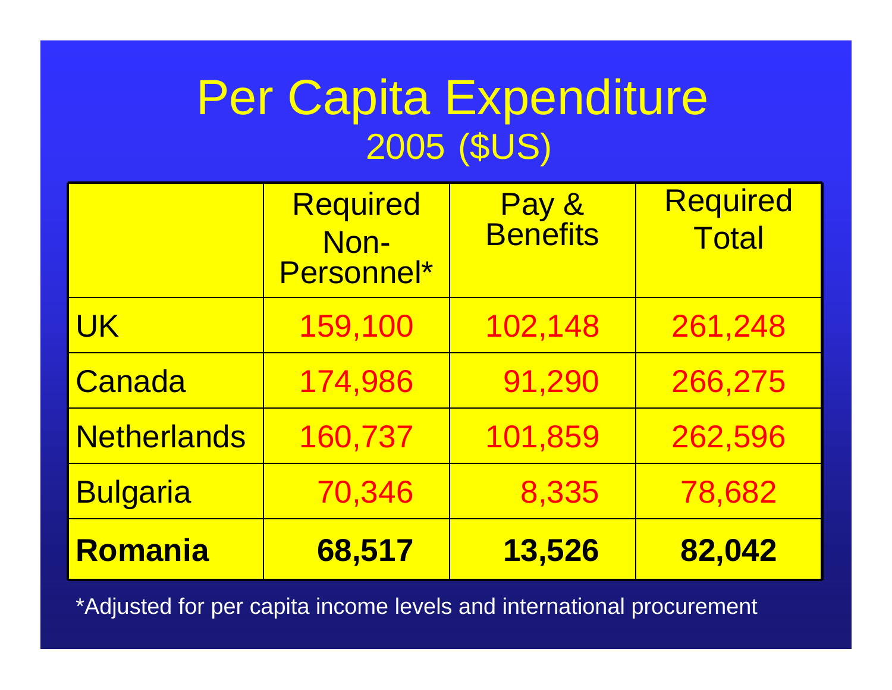# Per Capita Expenditure
## 2005 ($US)

| | Required Non-Personnel* | Pay & Benefits | Required Total |
|---|---|---|---|
| UK | 159,100 | 102,148 | 261,248 |
| Canada | 174,986 | 91,290 | 266,275 |
| Netherlands | 160,737 | 101,859 | 262,596 |
| Bulgaria | 70,346 | 8,335 | 78,682 |
| **Romania** | **68,517** | **13,526** | **82,042** |

*Adjusted for per capita income levels and international procurement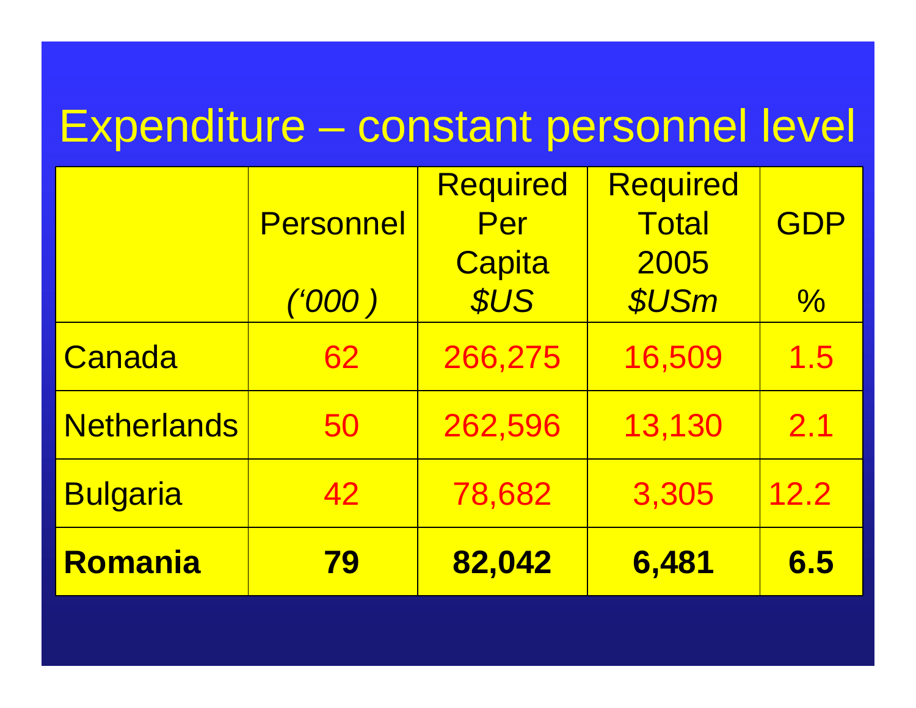# Expenditure – constant personnel level

| | Personnel *('000 )* | Required Per Capita *$US* | Required Total 2005 *$USm* | GDP % |
|---|---|---|---|---|
| Canada | 62 | 266,275 | 16,509 | 1.5 |
| Netherlands | 50 | 262,596 | 13,130 | 2.1 |
| Bulgaria | 42 | 78,682 | 3,305 | 12.2 |
| **Romania** | **79** | **82,042** | **6,481** | **6.5** |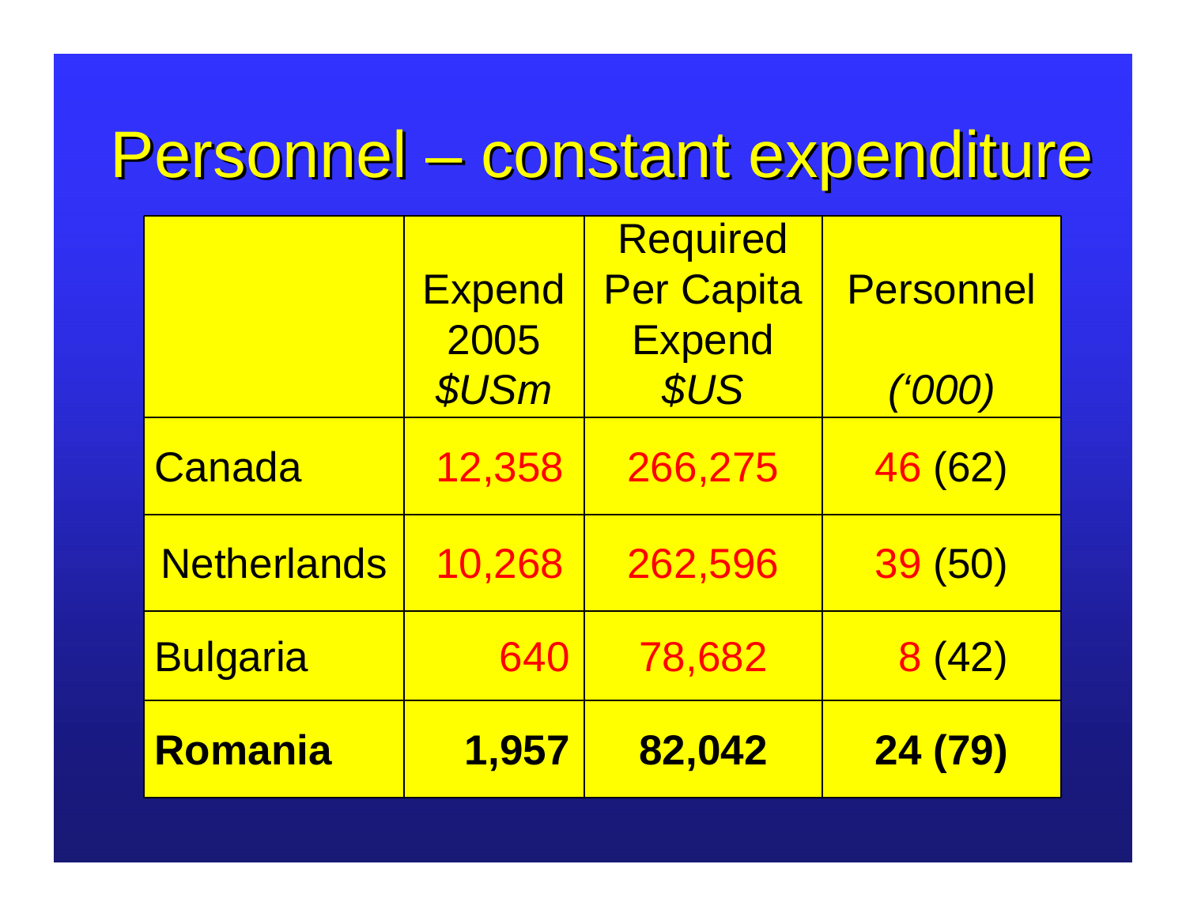# Personnel – constant expenditure

| | Expend 2005 *$USm* | Required Per Capita Expend *$US* | Personnel *('000)* |
|---|---|---|---|
| Canada | 12,358 | 266,275 | 46 (62) |
| Netherlands | 10,268 | 262,596 | 39 (50) |
| Bulgaria | 640 | 78,682 | 8 (42) |
| **Romania** | **1,957** | **82,042** | **24 (79)** |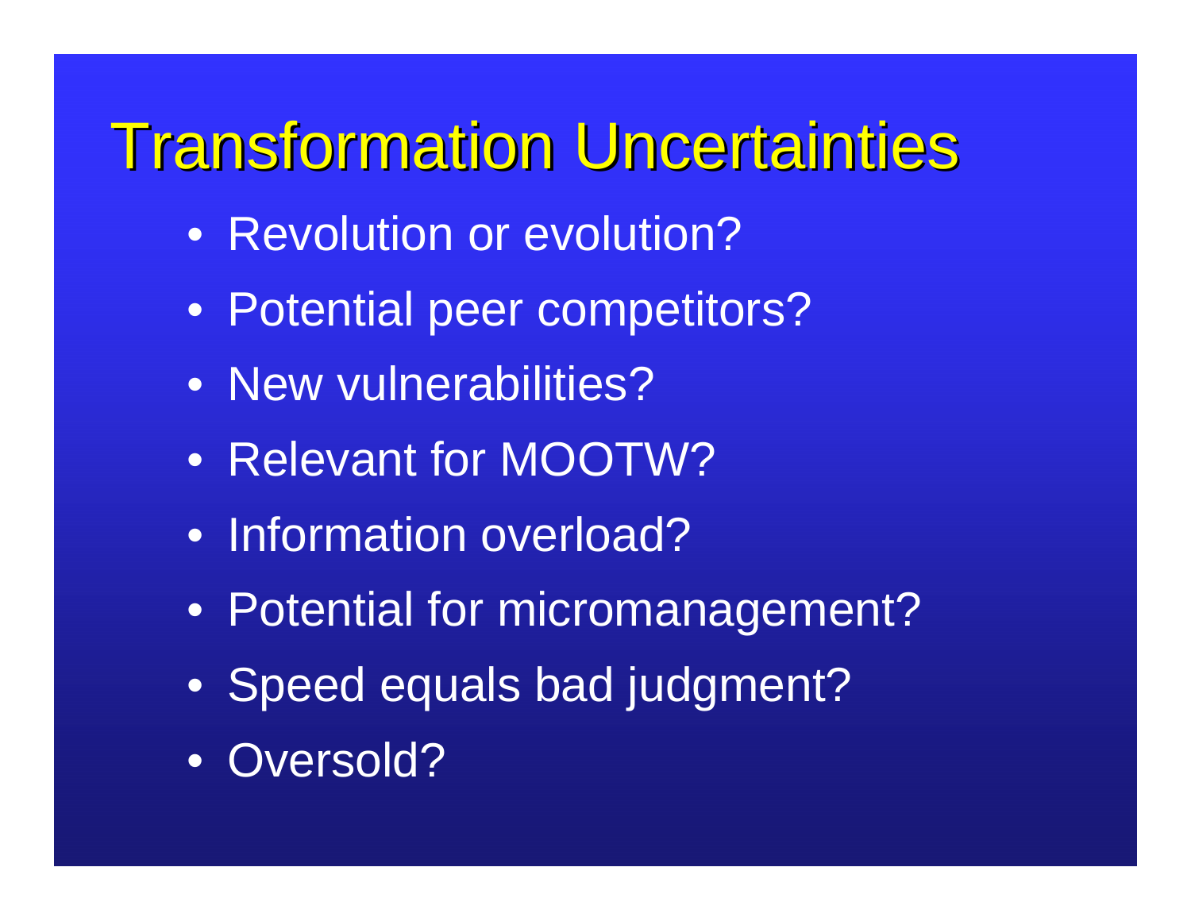# Transformation Uncertainties

- Revolution or evolution?
- Potential peer competitors?
- New vulnerabilities?
- Relevant for MOOTW?
- Information overload?
- Potential for micromanagement?
- Speed equals bad judgment?
- Oversold?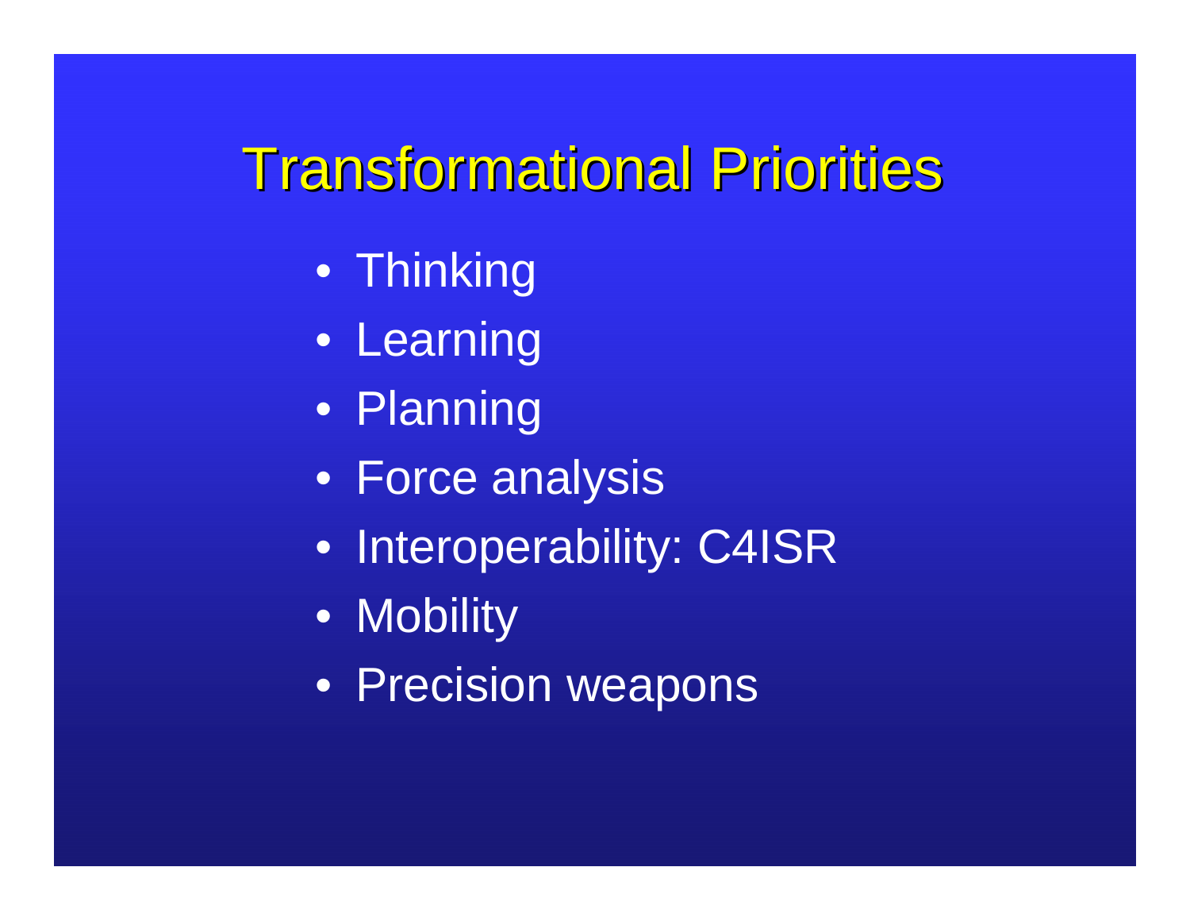# Transformational Priorities

- Thinking
- Learning
- Planning
- Force analysis
- Interoperability: C4ISR
- Mobility
- Precision weapons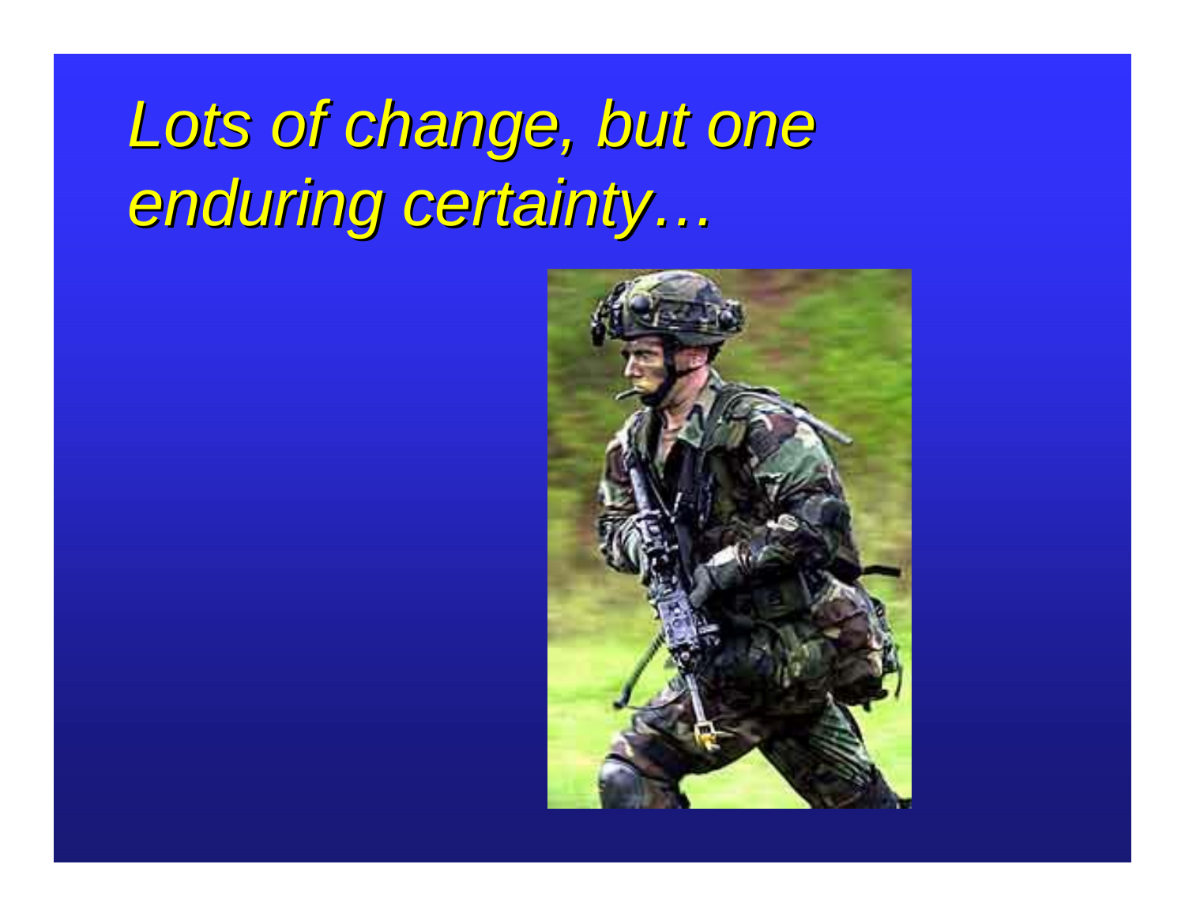# *Lots of change, but one enduring certainty…*